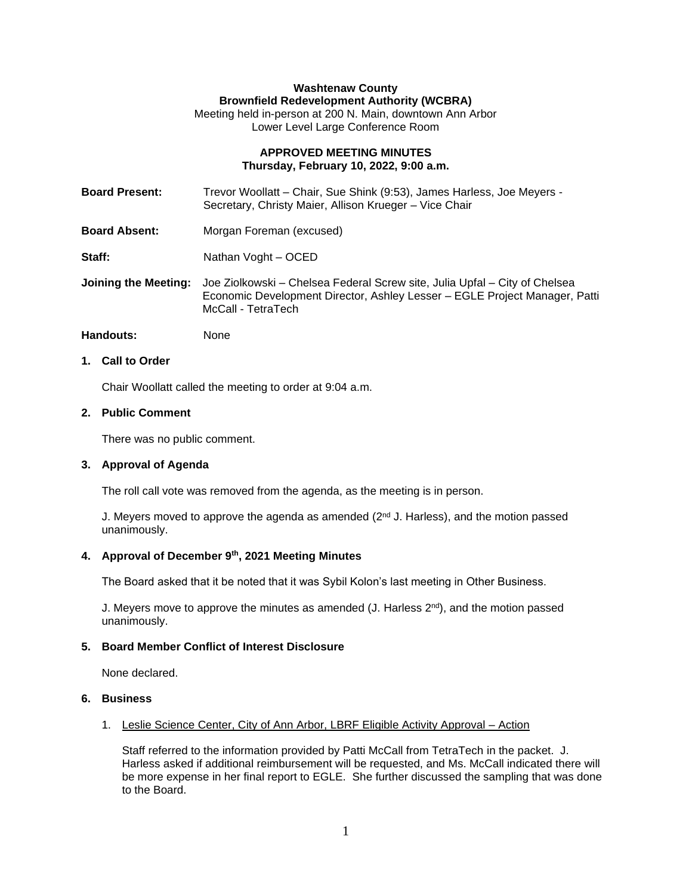**Washtenaw County**
**Brownfield Redevelopment Authority (WCBRA)**
Meeting held in-person at 200 N. Main, downtown Ann Arbor
Lower Level Large Conference Room

**APPROVED MEETING MINUTES**
**Thursday, February 10, 2022, 9:00 a.m.**

**Board Present:** Trevor Woollatt – Chair, Sue Shink (9:53), James Harless, Joe Meyers - Secretary, Christy Maier, Allison Krueger – Vice Chair

**Board Absent:** Morgan Foreman (excused)

**Staff:** Nathan Voght – OCED

**Joining the Meeting:** Joe Ziolkowski – Chelsea Federal Screw site, Julia Upfal – City of Chelsea Economic Development Director, Ashley Lesser – EGLE Project Manager, Patti McCall - TetraTech

**Handouts:** None

## 1. Call to Order

Chair Woollatt called the meeting to order at 9:04 a.m.

## 2. Public Comment

There was no public comment.

## 3. Approval of Agenda

The roll call vote was removed from the agenda, as the meeting is in person.

J. Meyers moved to approve the agenda as amended (2nd J. Harless), and the motion passed unanimously.

## 4. Approval of December 9th, 2021 Meeting Minutes

The Board asked that it be noted that it was Sybil Kolon's last meeting in Other Business.

J. Meyers move to approve the minutes as amended (J. Harless 2nd), and the motion passed unanimously.

## 5. Board Member Conflict of Interest Disclosure

None declared.

## 6. Business

1. Leslie Science Center, City of Ann Arbor, LBRF Eligible Activity Approval – Action

   Staff referred to the information provided by Patti McCall from TetraTech in the packet. J. Harless asked if additional reimbursement will be requested, and Ms. McCall indicated there will be more expense in her final report to EGLE. She further discussed the sampling that was done to the Board.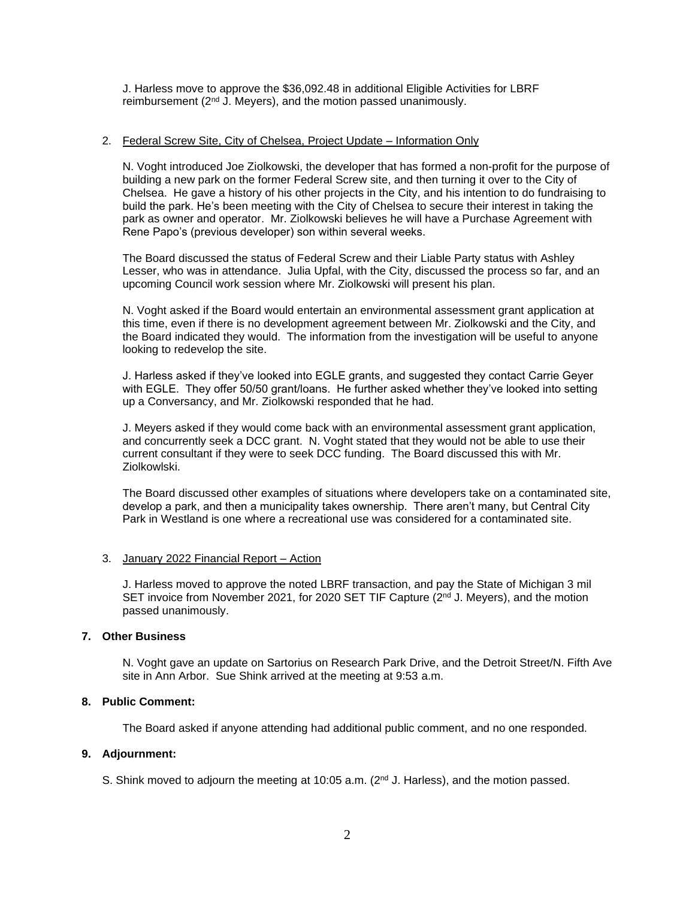J. Harless move to approve the $36,092.48 in additional Eligible Activities for LBRF reimbursement (2nd J. Meyers), and the motion passed unanimously.

2. Federal Screw Site, City of Chelsea, Project Update – Information Only

   N. Voght introduced Joe Ziolkowski, the developer that has formed a non-profit for the purpose of building a new park on the former Federal Screw site, and then turning it over to the City of Chelsea. He gave a history of his other projects in the City, and his intention to do fundraising to build the park. He's been meeting with the City of Chelsea to secure their interest in taking the park as owner and operator. Mr. Ziolkowski believes he will have a Purchase Agreement with Rene Papo's (previous developer) son within several weeks.

   The Board discussed the status of Federal Screw and their Liable Party status with Ashley Lesser, who was in attendance. Julia Upfal, with the City, discussed the process so far, and an upcoming Council work session where Mr. Ziolkowski will present his plan.

   N. Voght asked if the Board would entertain an environmental assessment grant application at this time, even if there is no development agreement between Mr. Ziolkowski and the City, and the Board indicated they would. The information from the investigation will be useful to anyone looking to redevelop the site.

   J. Harless asked if they've looked into EGLE grants, and suggested they contact Carrie Geyer with EGLE. They offer 50/50 grant/loans. He further asked whether they've looked into setting up a Conversancy, and Mr. Ziolkowski responded that he had.

   J. Meyers asked if they would come back with an environmental assessment grant application, and concurrently seek a DCC grant. N. Voght stated that they would not be able to use their current consultant if they were to seek DCC funding. The Board discussed this with Mr. Ziolkowlski.

   The Board discussed other examples of situations where developers take on a contaminated site, develop a park, and then a municipality takes ownership. There aren't many, but Central City Park in Westland is one where a recreational use was considered for a contaminated site.

3. January 2022 Financial Report – Action

   J. Harless moved to approve the noted LBRF transaction, and pay the State of Michigan 3 mil SET invoice from November 2021, for 2020 SET TIF Capture (2nd J. Meyers), and the motion passed unanimously.

**7. Other Business**

N. Voght gave an update on Sartorius on Research Park Drive, and the Detroit Street/N. Fifth Ave site in Ann Arbor. Sue Shink arrived at the meeting at 9:53 a.m.

**8. Public Comment:**

The Board asked if anyone attending had additional public comment, and no one responded.

**9. Adjournment:**

S. Shink moved to adjourn the meeting at 10:05 a.m. (2nd J. Harless), and the motion passed.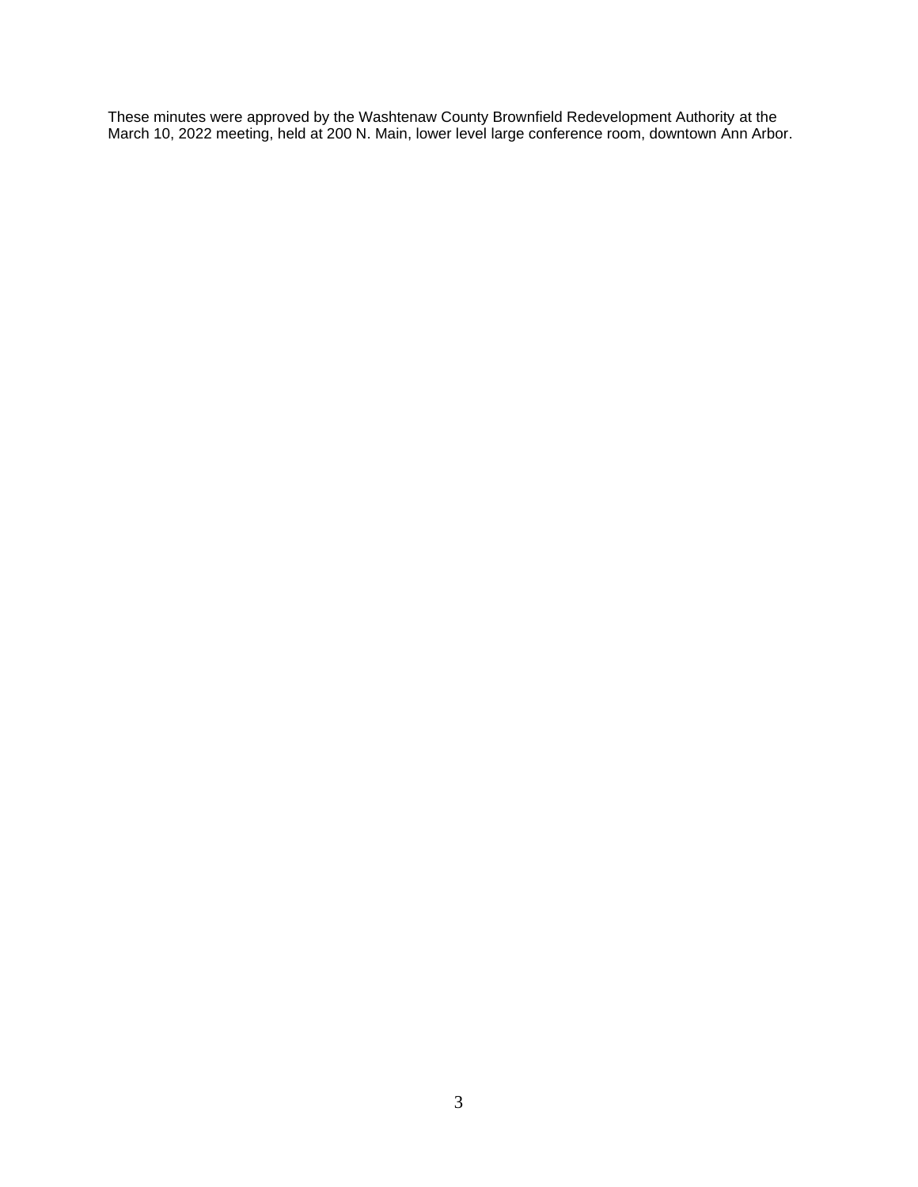These minutes were approved by the Washtenaw County Brownfield Redevelopment Authority at the March 10, 2022 meeting, held at 200 N. Main, lower level large conference room, downtown Ann Arbor.